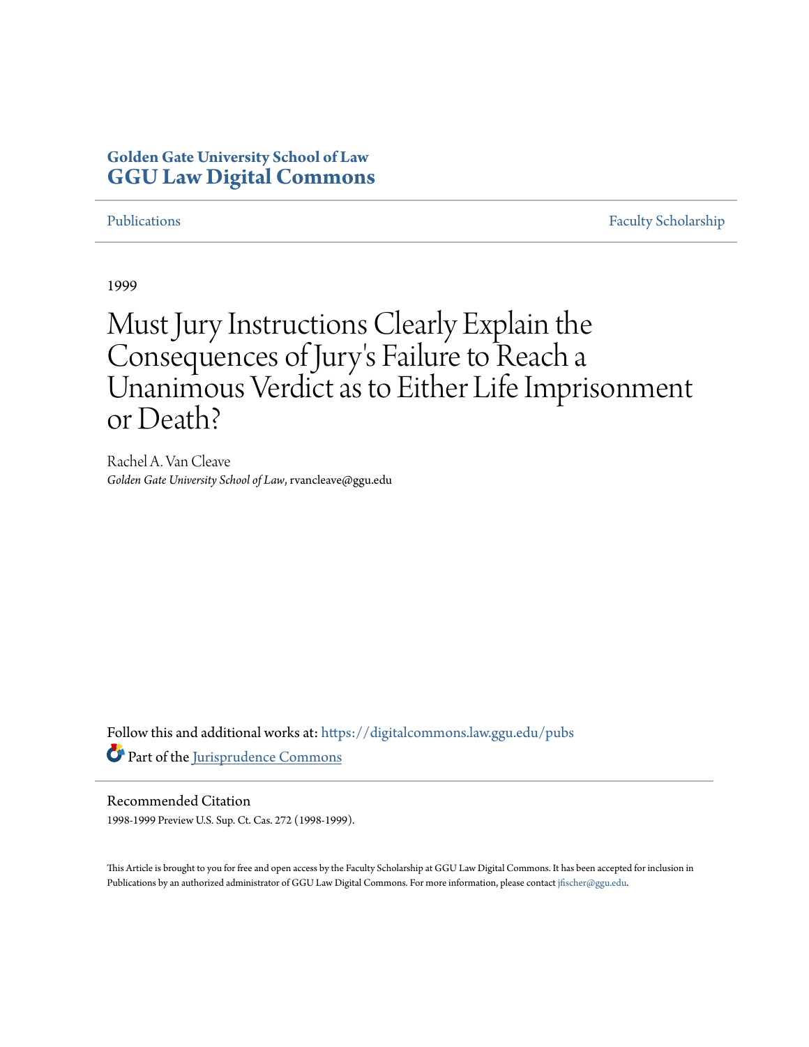**Golden Gate University School of Law**
**GGU Law Digital Commons**

Publications | Faculty Scholarship

1999

# Must Jury Instructions Clearly Explain the Consequences of Jury's Failure to Reach a Unanimous Verdict as to Either Life Imprisonment or Death?

Rachel A. Van Cleave
*Golden Gate University School of Law*, rvancleave@ggu.edu

Follow this and additional works at: https://digitalcommons.law.ggu.edu/pubs

Part of the Jurisprudence Commons

Recommended Citation

1998-1999 Preview U.S. Sup. Ct. Cas. 272 (1998-1999).

This Article is brought to you for free and open access by the Faculty Scholarship at GGU Law Digital Commons. It has been accepted for inclusion in Publications by an authorized administrator of GGU Law Digital Commons. For more information, please contact jfischer@ggu.edu.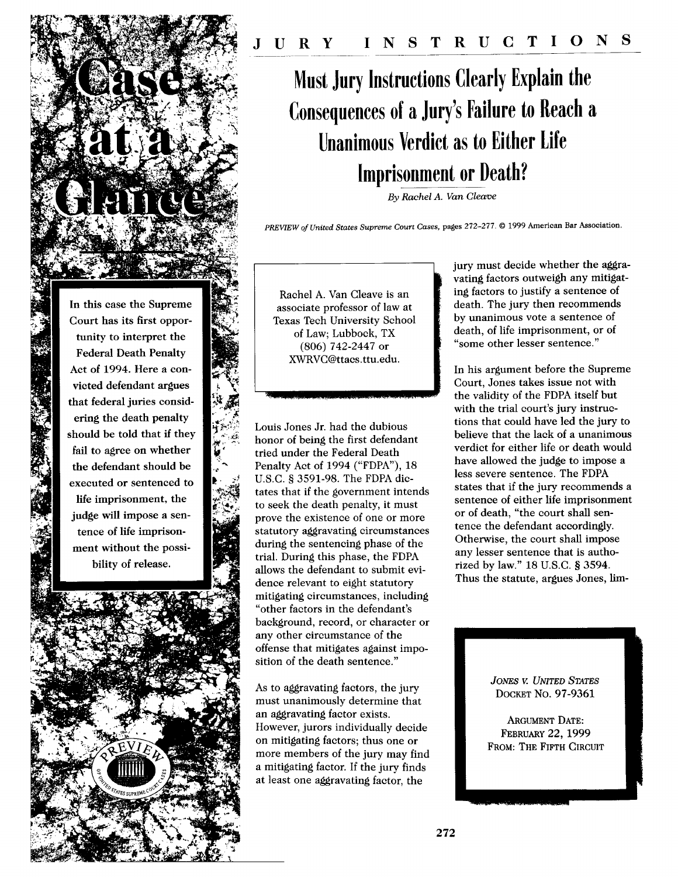# JURY INSTRUCTIONS

## Must Jury Instructions Clearly Explain the Consequences of a Jury's Failure to Reach a Unanimous Verdict as to Either Life Imprisonment or Death?

*By Rachel A. Van Cleave*

*PREVIEW of United States Supreme Court Cases*, pages 272-277. © 1999 American Bar Association.

**Case at a Glance**

In this case the Supreme Court has its first opportunity to interpret the Federal Death Penalty Act of 1994. Here a convicted defendant argues that federal juries considering the death penalty should be told that if they fail to agree on whether the defendant should be executed or sentenced to life imprisonment, the judge will impose a sentence of life imprisonment without the possibility of release.

Rachel A. Van Cleave is an associate professor of law at Texas Tech University School of Law; Lubbock, TX (806) 742-2447 or XWRVC@ttacs.ttu.edu.

Louis Jones Jr. had the dubious honor of being the first defendant tried under the Federal Death Penalty Act of 1994 ("FDPA"), 18 U.S.C. § 3591-98. The FDPA dictates that if the government intends to seek the death penalty, it must prove the existence of one or more statutory aggravating circumstances during the sentencing phase of the trial. During this phase, the FDPA allows the defendant to submit evidence relevant to eight statutory mitigating circumstances, including "other factors in the defendant's background, record, or character or any other circumstance of the offense that mitigates against imposition of the death sentence."

As to aggravating factors, the jury must unanimously determine that an aggravating factor exists. However, jurors individually decide on mitigating factors; thus one or more members of the jury may find a mitigating factor. If the jury finds at least one aggravating factor, the jury must decide whether the aggravating factors outweigh any mitigating factors to justify a sentence of death. The jury then recommends by unanimous vote a sentence of death, of life imprisonment, or of "some other lesser sentence."

In his argument before the Supreme Court, Jones takes issue not with the validity of the FDPA itself but with the trial court's jury instructions that could have led the jury to believe that the lack of a unanimous verdict for either life or death would have allowed the judge to impose a less severe sentence. The FDPA states that if the jury recommends a sentence of either life imprisonment or of death, "the court shall sentence the defendant accordingly. Otherwise, the court shall impose any lesser sentence that is authorized by law." 18 U.S.C. § 3594. Thus the statute, argues Jones, lim-

*JONES v. UNITED STATES*
DOCKET NO. 97-9361

ARGUMENT DATE:
FEBRUARY 22, 1999
FROM: THE FIFTH CIRCUIT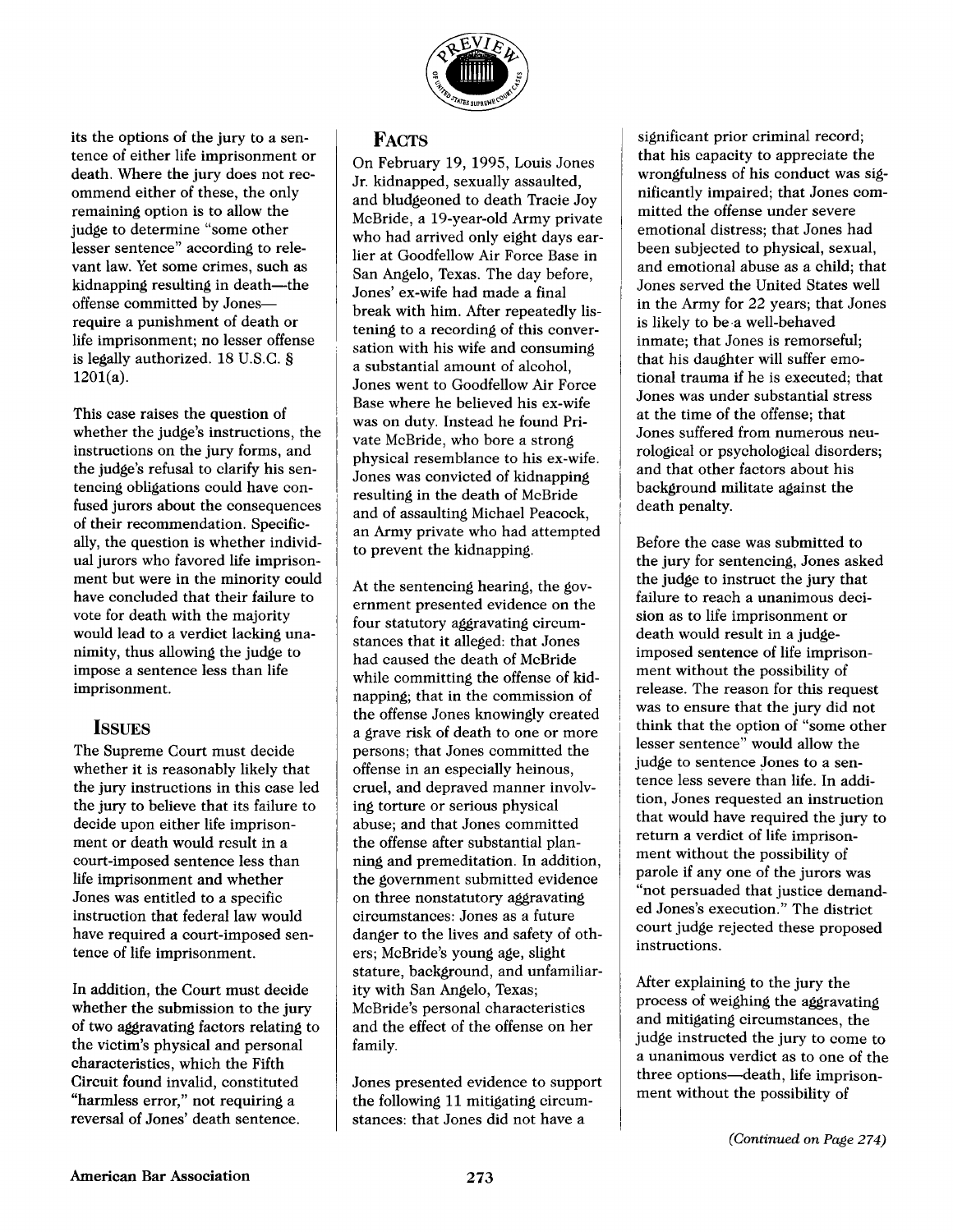its the options of the jury to a sentence of either life imprisonment or death. Where the jury does not recommend either of these, the only remaining option is to allow the judge to determine "some other lesser sentence" according to relevant law. Yet some crimes, such as kidnapping resulting in death—the offense committed by Jones—require a punishment of death or life imprisonment; no lesser offense is legally authorized. 18 U.S.C. § 1201(a).

This case raises the question of whether the judge's instructions, the instructions on the jury forms, and the judge's refusal to clarify his sentencing obligations could have confused jurors about the consequences of their recommendation. Specifically, the question is whether individual jurors who favored life imprisonment but were in the minority could have concluded that their failure to vote for death with the majority would lead to a verdict lacking unanimity, thus allowing the judge to impose a sentence less than life imprisonment.

## ISSUES

The Supreme Court must decide whether it is reasonably likely that the jury instructions in this case led the jury to believe that its failure to decide upon either life imprisonment or death would result in a court-imposed sentence less than life imprisonment and whether Jones was entitled to a specific instruction that federal law would have required a court-imposed sentence of life imprisonment.

In addition, the Court must decide whether the submission to the jury of two aggravating factors relating to the victim's physical and personal characteristics, which the Fifth Circuit found invalid, constituted "harmless error," not requiring a reversal of Jones' death sentence.

## FACTS

On February 19, 1995, Louis Jones Jr. kidnapped, sexually assaulted, and bludgeoned to death Tracie Joy McBride, a 19-year-old Army private who had arrived only eight days earlier at Goodfellow Air Force Base in San Angelo, Texas. The day before, Jones' ex-wife had made a final break with him. After repeatedly listening to a recording of this conversation with his wife and consuming a substantial amount of alcohol, Jones went to Goodfellow Air Force Base where he believed his ex-wife was on duty. Instead he found Private McBride, who bore a strong physical resemblance to his ex-wife. Jones was convicted of kidnapping resulting in the death of McBride and of assaulting Michael Peacock, an Army private who had attempted to prevent the kidnapping.

At the sentencing hearing, the government presented evidence on the four statutory aggravating circumstances that it alleged: that Jones had caused the death of McBride while committing the offense of kidnapping; that in the commission of the offense Jones knowingly created a grave risk of death to one or more persons; that Jones committed the offense in an especially heinous, cruel, and depraved manner involving torture or serious physical abuse; and that Jones committed the offense after substantial planning and premeditation. In addition, the government submitted evidence on three nonstatutory aggravating circumstances: Jones as a future danger to the lives and safety of others; McBride's young age, slight stature, background, and unfamiliarity with San Angelo, Texas; McBride's personal characteristics and the effect of the offense on her family.

Jones presented evidence to support the following 11 mitigating circumstances: that Jones did not have a significant prior criminal record; that his capacity to appreciate the wrongfulness of his conduct was significantly impaired; that Jones committed the offense under severe emotional distress; that Jones had been subjected to physical, sexual, and emotional abuse as a child; that Jones served the United States well in the Army for 22 years; that Jones is likely to be a well-behaved inmate; that Jones is remorseful; that his daughter will suffer emotional trauma if he is executed; that Jones was under substantial stress at the time of the offense; that Jones suffered from numerous neurological or psychological disorders; and that other factors about his background militate against the death penalty.

Before the case was submitted to the jury for sentencing, Jones asked the judge to instruct the jury that failure to reach a unanimous decision as to life imprisonment or death would result in a judge-imposed sentence of life imprisonment without the possibility of release. The reason for this request was to ensure that the jury did not think that the option of "some other lesser sentence" would allow the judge to sentence Jones to a sentence less severe than life. In addition, Jones requested an instruction that would have required the jury to return a verdict of life imprisonment without the possibility of parole if any one of the jurors was "not persuaded that justice demanded Jones's execution." The district court judge rejected these proposed instructions.

After explaining to the jury the process of weighing the aggravating and mitigating circumstances, the judge instructed the jury to come to a unanimous verdict as to one of the three options—death, life imprisonment without the possibility of

*(Continued on Page 274)*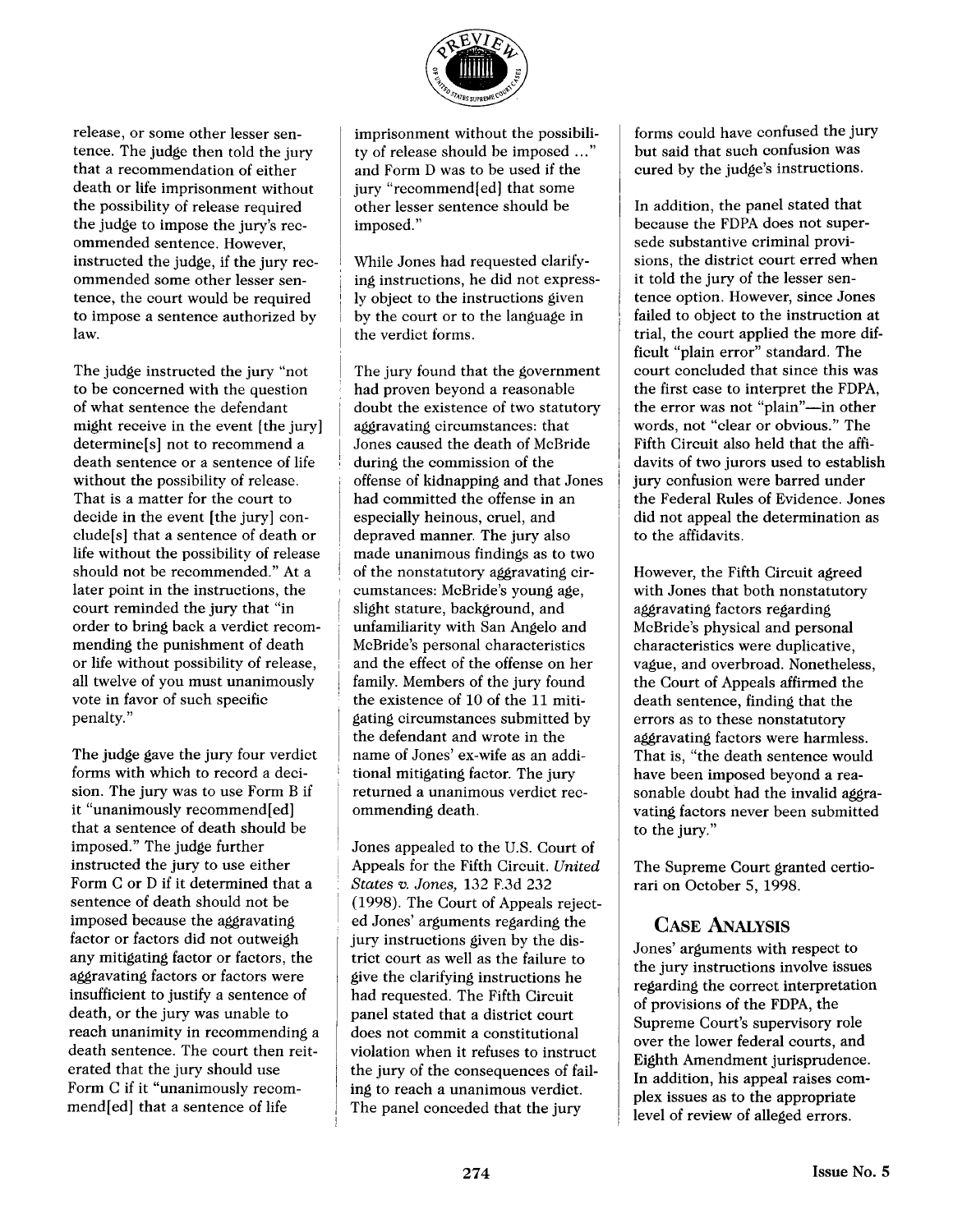release, or some other lesser sentence. The judge then told the jury that a recommendation of either death or life imprisonment without the possibility of release required the judge to impose the jury's recommended sentence. However, instructed the judge, if the jury recommended some other lesser sentence, the court would be required to impose a sentence authorized by law.

The judge instructed the jury "not to be concerned with the question of what sentence the defendant might receive in the event [the jury] determine[s] not to recommend a death sentence or a sentence of life without the possibility of release. That is a matter for the court to decide in the event [the jury] conclude[s] that a sentence of death or life without the possibility of release should not be recommended." At a later point in the instructions, the court reminded the jury that "in order to bring back a verdict recommending the punishment of death or life without possibility of release, all twelve of you must unanimously vote in favor of such specific penalty."

The judge gave the jury four verdict forms with which to record a decision. The jury was to use Form B if it "unanimously recommend[ed] that a sentence of death should be imposed." The judge further instructed the jury to use either Form C or D if it determined that a sentence of death should not be imposed because the aggravating factor or factors did not outweigh any mitigating factor or factors, the aggravating factors or factors were insufficient to justify a sentence of death, or the jury was unable to reach unanimity in recommending a death sentence. The court then reiterated that the jury should use Form C if it "unanimously recommend[ed] that a sentence of life imprisonment without the possibility of release should be imposed ..." and Form D was to be used if the jury "recommend[ed] that some other lesser sentence should be imposed."

While Jones had requested clarifying instructions, he did not expressly object to the instructions given by the court or to the language in the verdict forms.

The jury found that the government had proven beyond a reasonable doubt the existence of two statutory aggravating circumstances: that Jones caused the death of McBride during the commission of the offense of kidnapping and that Jones had committed the offense in an especially heinous, cruel, and depraved manner. The jury also made unanimous findings as to two of the nonstatutory aggravating circumstances: McBride's young age, slight stature, background, and unfamiliarity with San Angelo and McBride's personal characteristics and the effect of the offense on her family. Members of the jury found the existence of 10 of the 11 mitigating circumstances submitted by the defendant and wrote in the name of Jones' ex-wife as an additional mitigating factor. The jury returned a unanimous verdict recommending death.

Jones appealed to the U.S. Court of Appeals for the Fifth Circuit. *United States v. Jones,* 132 F.3d 232 (1998). The Court of Appeals rejected Jones' arguments regarding the jury instructions given by the district court as well as the failure to give the clarifying instructions he had requested. The Fifth Circuit panel stated that a district court does not commit a constitutional violation when it refuses to instruct the jury of the consequences of failing to reach a unanimous verdict. The panel conceded that the jury forms could have confused the jury but said that such confusion was cured by the judge's instructions.

In addition, the panel stated that because the FDPA does not supersede substantive criminal provisions, the district court erred when it told the jury of the lesser sentence option. However, since Jones failed to object to the instruction at trial, the court applied the more difficult "plain error" standard. The court concluded that since this was the first case to interpret the FDPA, the error was not "plain"—in other words, not "clear or obvious." The Fifth Circuit also held that the affidavits of two jurors used to establish jury confusion were barred under the Federal Rules of Evidence. Jones did not appeal the determination as to the affidavits.

However, the Fifth Circuit agreed with Jones that both nonstatutory aggravating factors regarding McBride's physical and personal characteristics were duplicative, vague, and overbroad. Nonetheless, the Court of Appeals affirmed the death sentence, finding that the errors as to these nonstatutory aggravating factors were harmless. That is, "the death sentence would have been imposed beyond a reasonable doubt had the invalid aggravating factors never been submitted to the jury."

The Supreme Court granted certiorari on October 5, 1998.

## CASE ANALYSIS

Jones' arguments with respect to the jury instructions involve issues regarding the correct interpretation of provisions of the FDPA, the Supreme Court's supervisory role over the lower federal courts, and Eighth Amendment jurisprudence. In addition, his appeal raises complex issues as to the appropriate level of review of alleged errors.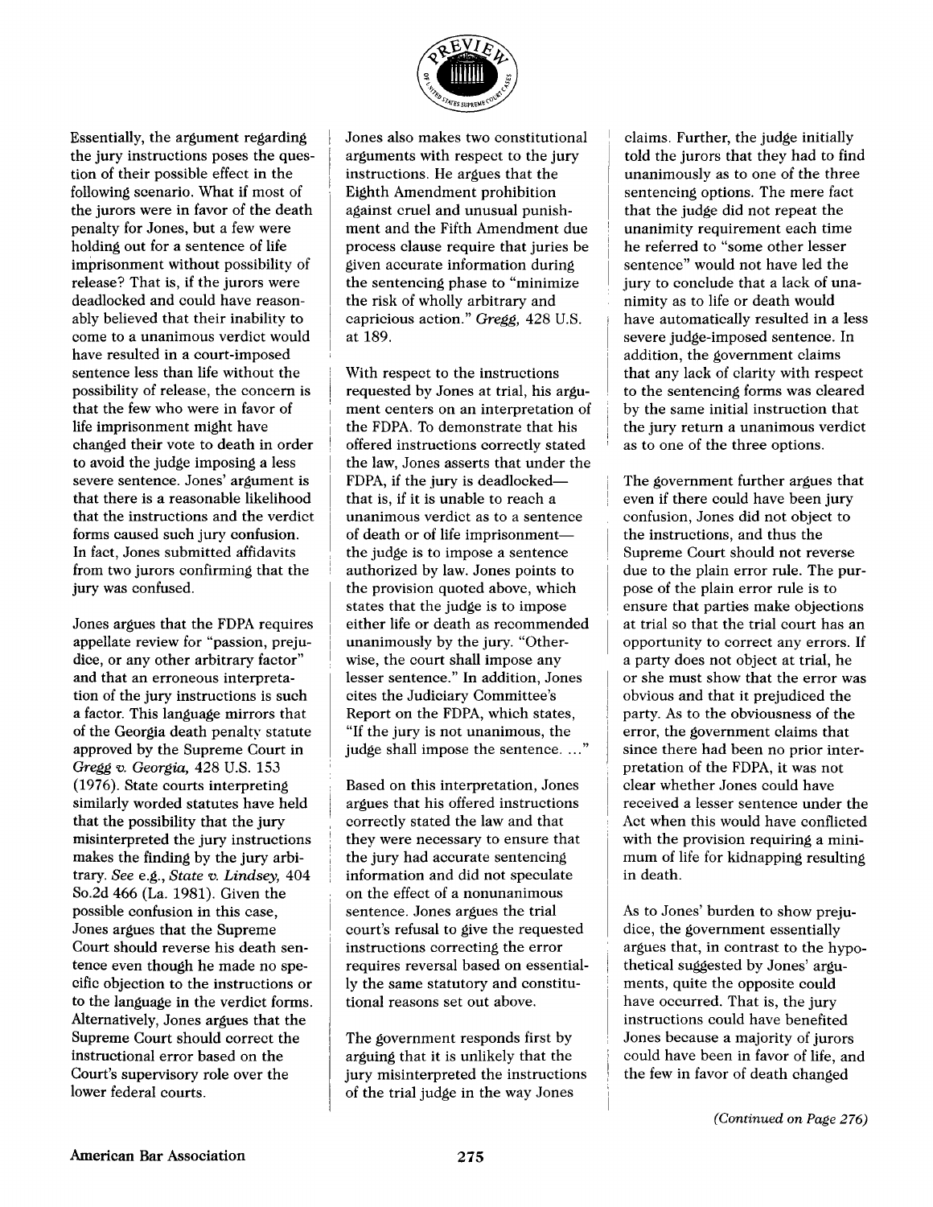Essentially, the argument regarding the jury instructions poses the question of their possible effect in the following scenario. What if most of the jurors were in favor of the death penalty for Jones, but a few were holding out for a sentence of life imprisonment without possibility of release? That is, if the jurors were deadlocked and could have reasonably believed that their inability to come to a unanimous verdict would have resulted in a court-imposed sentence less than life without the possibility of release, the concern is that the few who were in favor of life imprisonment might have changed their vote to death in order to avoid the judge imposing a less severe sentence. Jones' argument is that there is a reasonable likelihood that the instructions and the verdict forms caused such jury confusion. In fact, Jones submitted affidavits from two jurors confirming that the jury was confused.

Jones argues that the FDPA requires appellate review for "passion, prejudice, or any other arbitrary factor" and that an erroneous interpretation of the jury instructions is such a factor. This language mirrors that of the Georgia death penalty statute approved by the Supreme Court in *Gregg v. Georgia,* 428 U.S. 153 (1976). State courts interpreting similarly worded statutes have held that the possibility that the jury misinterpreted the jury instructions makes the finding by the jury arbitrary. *See* e.g., *State v. Lindsey,* 404 So.2d 466 (La. 1981). Given the possible confusion in this case, Jones argues that the Supreme Court should reverse his death sentence even though he made no specific objection to the instructions or to the language in the verdict forms. Alternatively, Jones argues that the Supreme Court should correct the instructional error based on the Court's supervisory role over the lower federal courts.

Jones also makes two constitutional arguments with respect to the jury instructions. He argues that the Eighth Amendment prohibition against cruel and unusual punishment and the Fifth Amendment due process clause require that juries be given accurate information during the sentencing phase to "minimize the risk of wholly arbitrary and capricious action." *Gregg,* 428 U.S. at 189.

With respect to the instructions requested by Jones at trial, his argument centers on an interpretation of the FDPA. To demonstrate that his offered instructions correctly stated the law, Jones asserts that under the FDPA, if the jury is deadlocked—that is, if it is unable to reach a unanimous verdict as to a sentence of death or of life imprisonment—the judge is to impose a sentence authorized by law. Jones points to the provision quoted above, which states that the judge is to impose either life or death as recommended unanimously by the jury. "Otherwise, the court shall impose any lesser sentence." In addition, Jones cites the Judiciary Committee's Report on the FDPA, which states, "If the jury is not unanimous, the judge shall impose the sentence. ..."

Based on this interpretation, Jones argues that his offered instructions correctly stated the law and that they were necessary to ensure that the jury had accurate sentencing information and did not speculate on the effect of a nonunanimous sentence. Jones argues the trial court's refusal to give the requested instructions correcting the error requires reversal based on essentially the same statutory and constitutional reasons set out above.

The government responds first by arguing that it is unlikely that the jury misinterpreted the instructions of the trial judge in the way Jones claims. Further, the judge initially told the jurors that they had to find unanimously as to one of the three sentencing options. The mere fact that the judge did not repeat the unanimity requirement each time he referred to "some other lesser sentence" would not have led the jury to conclude that a lack of unanimity as to life or death would have automatically resulted in a less severe judge-imposed sentence. In addition, the government claims that any lack of clarity with respect to the sentencing forms was cleared by the same initial instruction that the jury return a unanimous verdict as to one of the three options.

The government further argues that even if there could have been jury confusion, Jones did not object to the instructions, and thus the Supreme Court should not reverse due to the plain error rule. The purpose of the plain error rule is to ensure that parties make objections at trial so that the trial court has an opportunity to correct any errors. If a party does not object at trial, he or she must show that the error was obvious and that it prejudiced the party. As to the obviousness of the error, the government claims that since there had been no prior interpretation of the FDPA, it was not clear whether Jones could have received a lesser sentence under the Act when this would have conflicted with the provision requiring a minimum of life for kidnapping resulting in death.

As to Jones' burden to show prejudice, the government essentially argues that, in contrast to the hypothetical suggested by Jones' arguments, quite the opposite could have occurred. That is, the jury instructions could have benefited Jones because a majority of jurors could have been in favor of life, and the few in favor of death changed

*(Continued on Page 276)*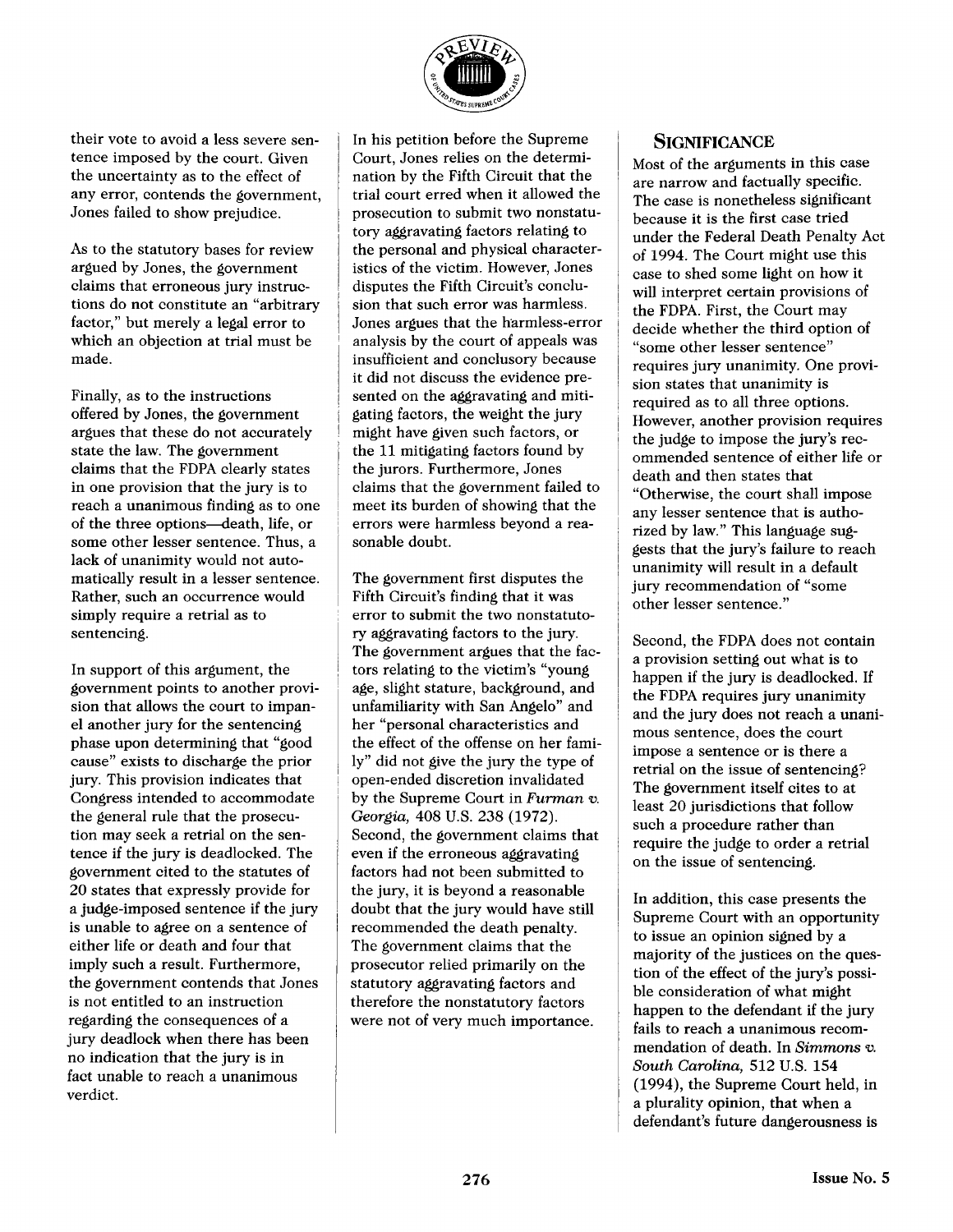their vote to avoid a less severe sentence imposed by the court. Given the uncertainty as to the effect of any error, contends the government, Jones failed to show prejudice.

As to the statutory bases for review argued by Jones, the government claims that erroneous jury instructions do not constitute an "arbitrary factor," but merely a legal error to which an objection at trial must be made.

Finally, as to the instructions offered by Jones, the government argues that these do not accurately state the law. The government claims that the FDPA clearly states in one provision that the jury is to reach a unanimous finding as to one of the three options—death, life, or some other lesser sentence. Thus, a lack of unanimity would not automatically result in a lesser sentence. Rather, such an occurrence would simply require a retrial as to sentencing.

In support of this argument, the government points to another provision that allows the court to impanel another jury for the sentencing phase upon determining that "good cause" exists to discharge the prior jury. This provision indicates that Congress intended to accommodate the general rule that the prosecution may seek a retrial on the sentence if the jury is deadlocked. The government cited to the statutes of 20 states that expressly provide for a judge-imposed sentence if the jury is unable to agree on a sentence of either life or death and four that imply such a result. Furthermore, the government contends that Jones is not entitled to an instruction regarding the consequences of a jury deadlock when there has been no indication that the jury is in fact unable to reach a unanimous verdict.

In his petition before the Supreme Court, Jones relies on the determination by the Fifth Circuit that the trial court erred when it allowed the prosecution to submit two nonstatutory aggravating factors relating to the personal and physical characteristics of the victim. However, Jones disputes the Fifth Circuit's conclusion that such error was harmless. Jones argues that the harmless-error analysis by the court of appeals was insufficient and conclusory because it did not discuss the evidence presented on the aggravating and mitigating factors, the weight the jury might have given such factors, or the 11 mitigating factors found by the jurors. Furthermore, Jones claims that the government failed to meet its burden of showing that the errors were harmless beyond a reasonable doubt.

The government first disputes the Fifth Circuit's finding that it was error to submit the two nonstatutory aggravating factors to the jury. The government argues that the factors relating to the victim's "young age, slight stature, background, and unfamiliarity with San Angelo" and her "personal characteristics and the effect of the offense on her family" did not give the jury the type of open-ended discretion invalidated by the Supreme Court in *Furman v. Georgia,* 408 U.S. 238 (1972). Second, the government claims that even if the erroneous aggravating factors had not been submitted to the jury, it is beyond a reasonable doubt that the jury would have still recommended the death penalty. The government claims that the prosecutor relied primarily on the statutory aggravating factors and therefore the nonstatutory factors were not of very much importance.

## SIGNIFICANCE

Most of the arguments in this case are narrow and factually specific. The case is nonetheless significant because it is the first case tried under the Federal Death Penalty Act of 1994. The Court might use this case to shed some light on how it will interpret certain provisions of the FDPA. First, the Court may decide whether the third option of "some other lesser sentence" requires jury unanimity. One provision states that unanimity is required as to all three options. However, another provision requires the judge to impose the jury's recommended sentence of either life or death and then states that "Otherwise, the court shall impose any lesser sentence that is authorized by law." This language suggests that the jury's failure to reach unanimity will result in a default jury recommendation of "some other lesser sentence."

Second, the FDPA does not contain a provision setting out what is to happen if the jury is deadlocked. If the FDPA requires jury unanimity and the jury does not reach a unanimous sentence, does the court impose a sentence or is there a retrial on the issue of sentencing? The government itself cites to at least 20 jurisdictions that follow such a procedure rather than require the judge to order a retrial on the issue of sentencing.

In addition, this case presents the Supreme Court with an opportunity to issue an opinion signed by a majority of the justices on the question of the effect of the jury's possible consideration of what might happen to the defendant if the jury fails to reach a unanimous recommendation of death. In *Simmons v. South Carolina,* 512 U.S. 154 (1994), the Supreme Court held, in a plurality opinion, that when a defendant's future dangerousness is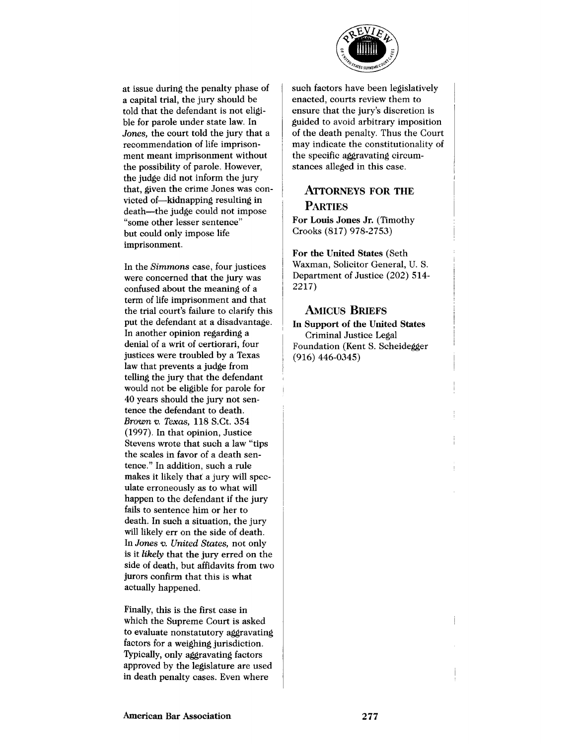at issue during the penalty phase of a capital trial, the jury should be told that the defendant is not eligible for parole under state law. In *Jones,* the court told the jury that a recommendation of life imprisonment meant imprisonment without the possibility of parole. However, the judge did not inform the jury that, given the crime Jones was convicted of—kidnapping resulting in death—the judge could not impose "some other lesser sentence" but could only impose life imprisonment.

In the *Simmons* case, four justices were concerned that the jury was confused about the meaning of a term of life imprisonment and that the trial court's failure to clarify this put the defendant at a disadvantage. In another opinion regarding a denial of a writ of certiorari, four justices were troubled by a Texas law that prevents a judge from telling the jury that the defendant would not be eligible for parole for 40 years should the jury not sentence the defendant to death. *Brown v. Texas,* 118 S.Ct. 354 (1997). In that opinion, Justice Stevens wrote that such a law "tips the scales in favor of a death sentence." In addition, such a rule makes it likely that a jury will speculate erroneously as to what will happen to the defendant if the jury fails to sentence him or her to death. In such a situation, the jury will likely err on the side of death. In *Jones v. United States,* not only is it *likely* that the jury erred on the side of death, but affidavits from two jurors confirm that this is what actually happened.

Finally, this is the first case in which the Supreme Court is asked to evaluate nonstatutory aggravating factors for a weighing jurisdiction. Typically, only aggravating factors approved by the legislature are used in death penalty cases. Even where such factors have been legislatively enacted, courts review them to ensure that the jury's discretion is guided to avoid arbitrary imposition of the death penalty. Thus the Court may indicate the constitutionality of the specific aggravating circumstances alleged in this case.

## ATTORNEYS FOR THE PARTIES

**For Louis Jones Jr.** (Timothy Crooks (817) 978-2753)

**For the United States** (Seth Waxman, Solicitor General, U. S. Department of Justice (202) 514-2217)

## AMICUS BRIEFS

**In Support of the United States**
Criminal Justice Legal Foundation (Kent S. Scheidegger (916) 446-0345)